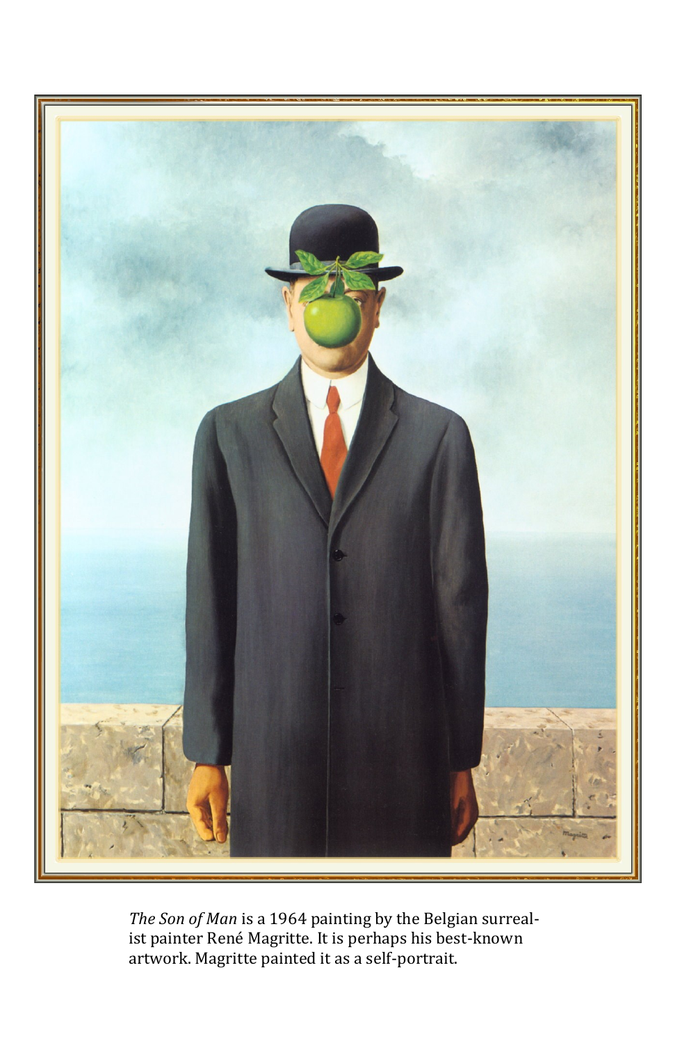*The Son of Man* is a 1964 painting by the Belgian surrealist painter René Magritte. It is perhaps his best-known artwork. Magritte painted it as a self-portrait.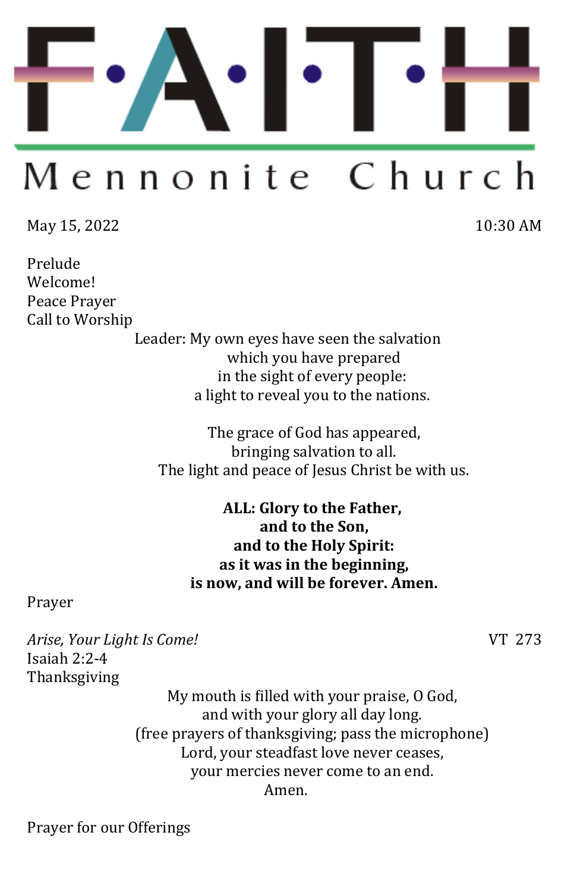# F·A·I·T·H

## Mennonite Church

May 15, 2022 10:30 AM

Prelude
Welcome!
Peace Prayer
Call to Worship

Leader: My own eyes have seen the salvation
which you have prepared
in the sight of every people:
a light to reveal you to the nations.

The grace of God has appeared,
bringing salvation to all.
The light and peace of Jesus Christ be with us.

**ALL: Glory to the Father,**
**and to the Son,**
**and to the Holy Spirit:**
**as it was in the beginning,**
**is now, and will be forever. Amen.**

Prayer

*Arise, Your Light Is Come!* VT 273
Isaiah 2:2-4
Thanksgiving

My mouth is filled with your praise, O God,
and with your glory all day long.
(free prayers of thanksgiving; pass the microphone)
Lord, your steadfast love never ceases,
your mercies never come to an end.
Amen.

Prayer for our Offerings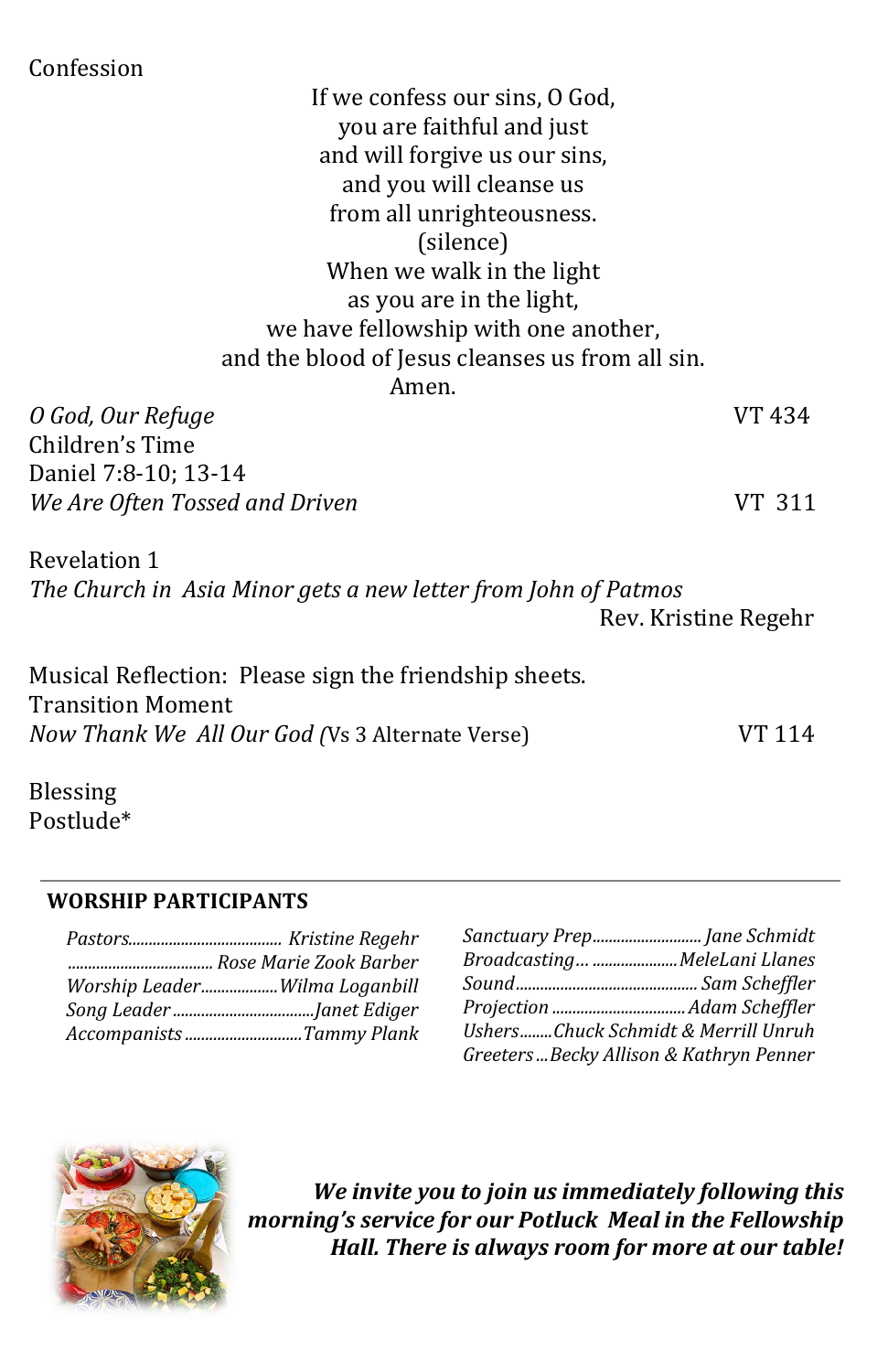Confession

If we confess our sins, O God,
you are faithful and just
and will forgive us our sins,
and you will cleanse us
from all unrighteousness.
(silence)
When we walk in the light
as you are in the light,
we have fellowship with one another,
and the blood of Jesus cleanses us from all sin.
Amen.

*O God, Our Refuge* VT 434
Children's Time
Daniel 7:8-10; 13-14
*We Are Often Tossed and Driven* VT 311

Revelation 1
*The Church in Asia Minor gets a new letter from John of Patmos*
Rev. Kristine Regehr

Musical Reflection: Please sign the friendship sheets.
Transition Moment
*Now Thank We All Our God* (Vs 3 Alternate Verse) VT 114

Blessing
Postlude*

---

**WORSHIP PARTICIPANTS**

*Pastors...................................... Kristine Regehr*
*.................................... Rose Marie Zook Barber*
*Worship Leader...................Wilma Loganbill*
*Song Leader...................................Janet Ediger*
*Accompanists.............................Tammy Plank*

*Sanctuary Prep...........................Jane Schmidt*
*Broadcasting… .....................MeleLani Llanes*
*Sound............................................ Sam Scheffler*
*Projection ................................. Adam Scheffler*
*Ushers........Chuck Schmidt & Merrill Unruh*
*Greeters ...Becky Allison & Kathryn Penner*

***We invite you to join us immediately following this morning's service for our Potluck Meal in the Fellowship Hall. There is always room for more at our table!***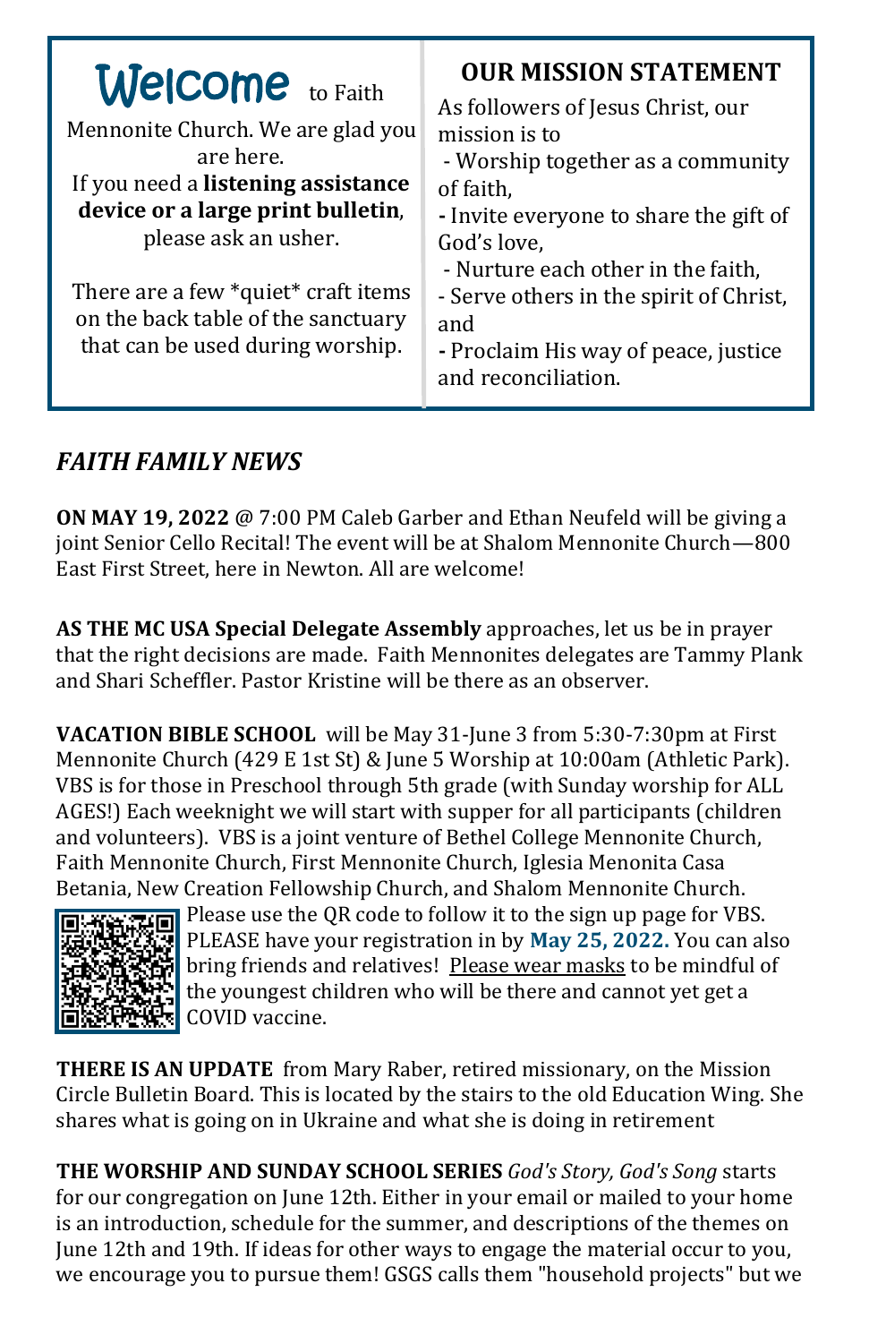**Welcome** to Faith Mennonite Church. We are glad you are here.

If you need a **listening assistance device or a large print bulletin**, please ask an usher.

There are a few *quiet* craft items on the back table of the sanctuary that can be used during worship.

## OUR MISSION STATEMENT

As followers of Jesus Christ, our mission is to

- Worship together as a community of faith,
- Invite everyone to share the gift of God's love,
- Nurture each other in the faith,
- Serve others in the spirit of Christ, and
- Proclaim His way of peace, justice and reconciliation.

## *FAITH FAMILY NEWS*

**ON MAY 19, 2022** @ 7:00 PM Caleb Garber and Ethan Neufeld will be giving a joint Senior Cello Recital! The event will be at Shalom Mennonite Church—800 East First Street, here in Newton. All are welcome!

**AS THE MC USA Special Delegate Assembly** approaches, let us be in prayer that the right decisions are made. Faith Mennonites delegates are Tammy Plank and Shari Scheffler. Pastor Kristine will be there as an observer.

**VACATION BIBLE SCHOOL** will be May 31-June 3 from 5:30-7:30pm at First Mennonite Church (429 E 1st St) & June 5 Worship at 10:00am (Athletic Park). VBS is for those in Preschool through 5th grade (with Sunday worship for ALL AGES!) Each weeknight we will start with supper for all participants (children and volunteers). VBS is a joint venture of Bethel College Mennonite Church, Faith Mennonite Church, First Mennonite Church, Iglesia Menonita Casa Betania, New Creation Fellowship Church, and Shalom Mennonite Church. Please use the QR code to follow it to the sign up page for VBS. PLEASE have your registration in by **May 25, 2022.** You can also bring friends and relatives! Please wear masks to be mindful of the youngest children who will be there and cannot yet get a COVID vaccine.

**THERE IS AN UPDATE** from Mary Raber, retired missionary, on the Mission Circle Bulletin Board. This is located by the stairs to the old Education Wing. She shares what is going on in Ukraine and what she is doing in retirement

**THE WORSHIP AND SUNDAY SCHOOL SERIES** *God's Story, God's Song* starts for our congregation on June 12th. Either in your email or mailed to your home is an introduction, schedule for the summer, and descriptions of the themes on June 12th and 19th. If ideas for other ways to engage the material occur to you, we encourage you to pursue them! GSGS calls them "household projects" but we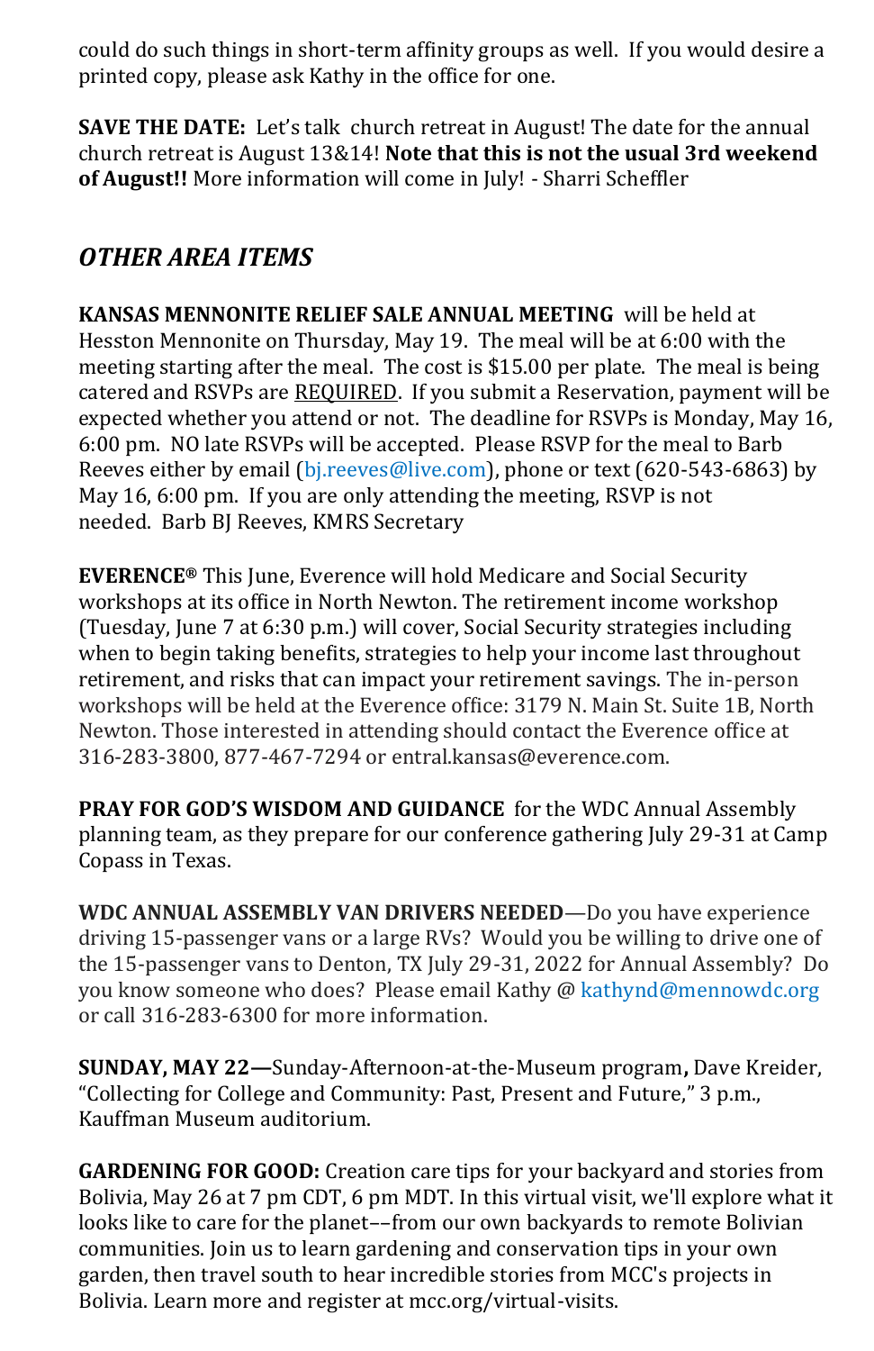could do such things in short-term affinity groups as well.  If you would desire a printed copy, please ask Kathy in the office for one.

**SAVE THE DATE:** Let's talk  church retreat in August! The date for the annual church retreat is August 13&14! **Note that this is not the usual 3rd weekend of August!!** More information will come in July! - Sharri Scheffler

## *OTHER AREA ITEMS*

**KANSAS MENNONITE RELIEF SALE ANNUAL MEETING** will be held at Hesston Mennonite on Thursday, May 19.  The meal will be at 6:00 with the meeting starting after the meal.  The cost is $15.00 per plate.  The meal is being catered and RSVPs are <u>REQUIRED</u>.  If you submit a Reservation, payment will be expected whether you attend or not.  The deadline for RSVPs is Monday, May 16, 6:00 pm.  NO late RSVPs will be accepted.  Please RSVP for the meal to Barb Reeves either by email (bj.reeves@live.com), phone or text (620-543-6863) by May 16, 6:00 pm.  If you are only attending the meeting, RSVP is not needed.  Barb BJ Reeves, KMRS Secretary

**EVERENCE®** This June, Everence will hold Medicare and Social Security workshops at its office in North Newton. The retirement income workshop (Tuesday, June 7 at 6:30 p.m.) will cover, Social Security strategies including when to begin taking benefits, strategies to help your income last throughout retirement, and risks that can impact your retirement savings. The in-person workshops will be held at the Everence office: 3179 N. Main St. Suite 1B, North Newton. Those interested in attending should contact the Everence office at 316-283-3800, 877-467-7294 or entral.kansas@everence.com.

**PRAY FOR GOD'S WISDOM AND GUIDANCE** for the WDC Annual Assembly planning team, as they prepare for our conference gathering July 29-31 at Camp Copass in Texas.

**WDC ANNUAL ASSEMBLY VAN DRIVERS NEEDED**—Do you have experience driving 15-passenger vans or a large RVs?  Would you be willing to drive one of the 15-passenger vans to Denton, TX July 29-31, 2022 for Annual Assembly?  Do you know someone who does?  Please email Kathy @ kathynd@mennowdc.org or call 316-283-6300 for more information.

**SUNDAY, MAY 22—**Sunday-Afternoon-at-the-Museum program**,** Dave Kreider, "Collecting for College and Community: Past, Present and Future," 3 p.m., Kauffman Museum auditorium.

**GARDENING FOR GOOD:** Creation care tips for your backyard and stories from Bolivia, May 26 at 7 pm CDT, 6 pm MDT. In this virtual visit, we'll explore what it looks like to care for the planet––from our own backyards to remote Bolivian communities. Join us to learn gardening and conservation tips in your own garden, then travel south to hear incredible stories from MCC's projects in Bolivia. Learn more and register at mcc.org/virtual-visits.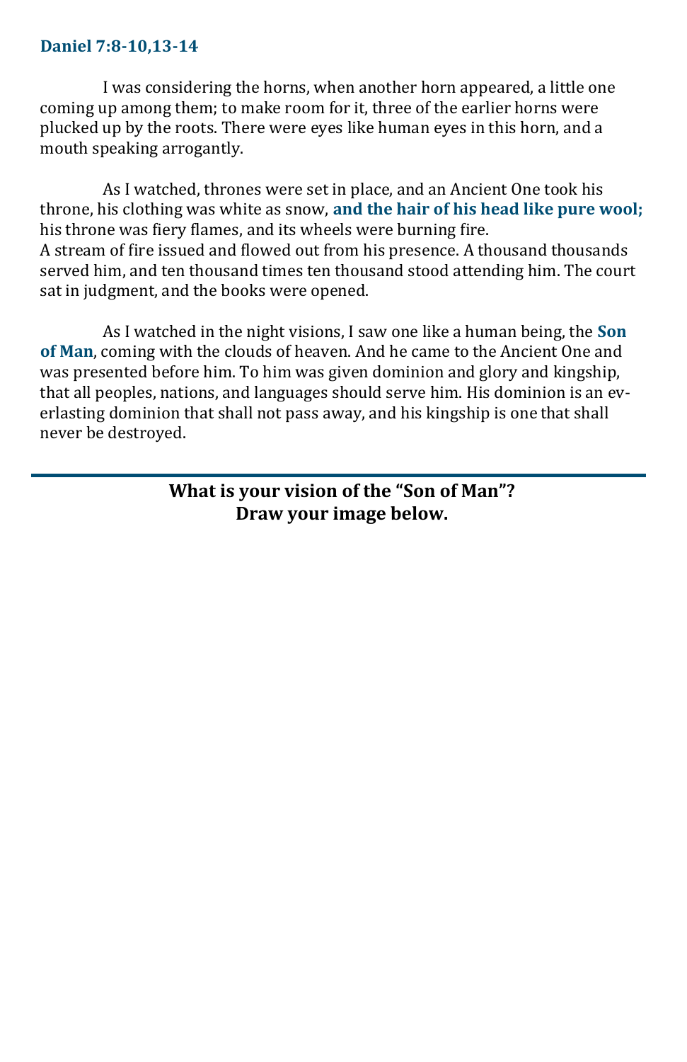### Daniel 7:8-10,13-14

I was considering the horns, when another horn appeared, a little one coming up among them; to make room for it, three of the earlier horns were plucked up by the roots. There were eyes like human eyes in this horn, and a mouth speaking arrogantly.

As I watched, thrones were set in place, and an Ancient One took his throne, his clothing was white as snow, **and the hair of his head like pure wool;** his throne was fiery flames, and its wheels were burning fire.
A stream of fire issued and flowed out from his presence. A thousand thousands served him, and ten thousand times ten thousand stood attending him. The court sat in judgment, and the books were opened.

As I watched in the night visions, I saw one like a human being, the **Son of Man**, coming with the clouds of heaven. And he came to the Ancient One and was presented before him. To him was given dominion and glory and kingship, that all peoples, nations, and languages should serve him. His dominion is an everlasting dominion that shall not pass away, and his kingship is one that shall never be destroyed.

---

**What is your vision of the "Son of Man"?**
**Draw your image below.**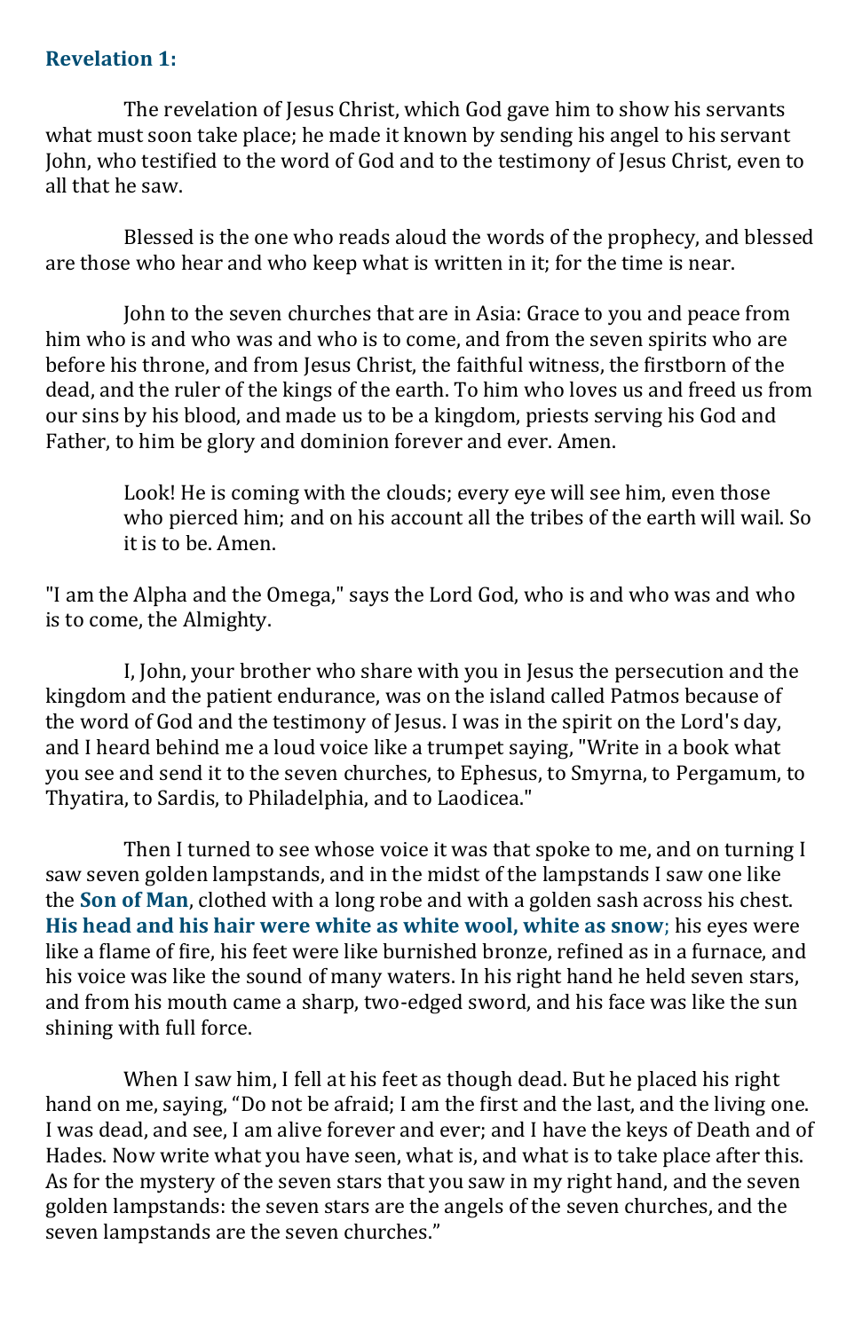**Revelation 1:**

The revelation of Jesus Christ, which God gave him to show his servants what must soon take place; he made it known by sending his angel to his servant John, who testified to the word of God and to the testimony of Jesus Christ, even to all that he saw.

Blessed is the one who reads aloud the words of the prophecy, and blessed are those who hear and who keep what is written in it; for the time is near.

John to the seven churches that are in Asia: Grace to you and peace from him who is and who was and who is to come, and from the seven spirits who are before his throne, and from Jesus Christ, the faithful witness, the firstborn of the dead, and the ruler of the kings of the earth. To him who loves us and freed us from our sins by his blood, and made us to be a kingdom, priests serving his God and Father, to him be glory and dominion forever and ever. Amen.

> Look! He is coming with the clouds; every eye will see him, even those who pierced him; and on his account all the tribes of the earth will wail. So it is to be. Amen.

"I am the Alpha and the Omega," says the Lord God, who is and who was and who is to come, the Almighty.

I, John, your brother who share with you in Jesus the persecution and the kingdom and the patient endurance, was on the island called Patmos because of the word of God and the testimony of Jesus. I was in the spirit on the Lord's day, and I heard behind me a loud voice like a trumpet saying, "Write in a book what you see and send it to the seven churches, to Ephesus, to Smyrna, to Pergamum, to Thyatira, to Sardis, to Philadelphia, and to Laodicea."

Then I turned to see whose voice it was that spoke to me, and on turning I saw seven golden lampstands, and in the midst of the lampstands I saw one like the **Son of Man**, clothed with a long robe and with a golden sash across his chest. **His head and his hair were white as white wool, white as snow**; his eyes were like a flame of fire, his feet were like burnished bronze, refined as in a furnace, and his voice was like the sound of many waters. In his right hand he held seven stars, and from his mouth came a sharp, two-edged sword, and his face was like the sun shining with full force.

When I saw him, I fell at his feet as though dead. But he placed his right hand on me, saying, "Do not be afraid; I am the first and the last, and the living one. I was dead, and see, I am alive forever and ever; and I have the keys of Death and of Hades. Now write what you have seen, what is, and what is to take place after this. As for the mystery of the seven stars that you saw in my right hand, and the seven golden lampstands: the seven stars are the angels of the seven churches, and the seven lampstands are the seven churches."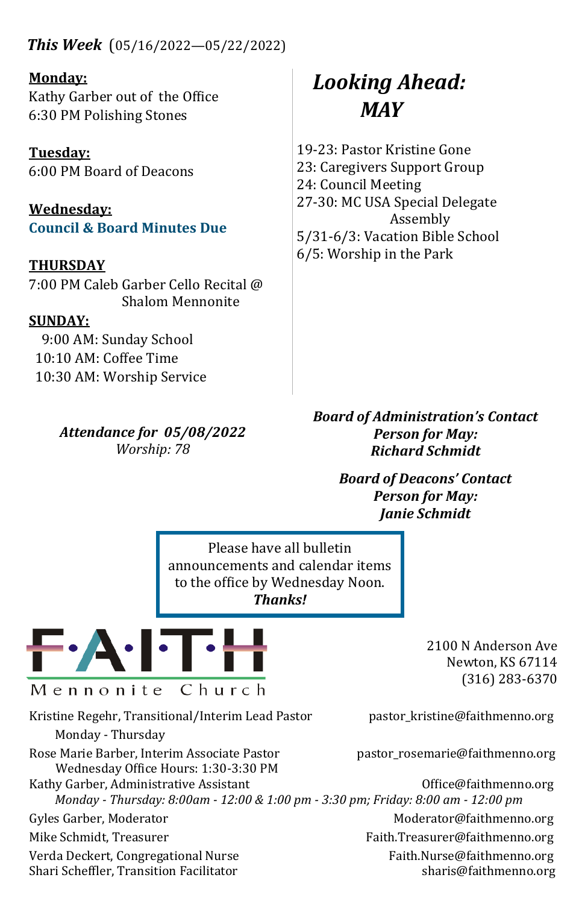## *This Week* (05/16/2022—05/22/2022)

**Monday:**
Kathy Garber out of the Office
6:30 PM Polishing Stones

**Tuesday:**
6:00 PM Board of Deacons

**Wednesday:**
**Council & Board Minutes Due**

**THURSDAY**
7:00 PM Caleb Garber Cello Recital @ Shalom Mennonite

**SUNDAY:**
9:00 AM: Sunday School
10:10 AM: Coffee Time
10:30 AM: Worship Service

## *Looking Ahead: MAY*

19-23: Pastor Kristine Gone
23: Caregivers Support Group
24: Council Meeting
27-30: MC USA Special Delegate Assembly
5/31-6/3: Vacation Bible School
6/5: Worship in the Park

***Attendance for 05/08/2022***
*Worship: 78*

***Board of Administration's Contact Person for May: Richard Schmidt***

***Board of Deacons' Contact Person for May: Janie Schmidt***

Please have all bulletin announcements and calendar items to the office by Wednesday Noon. ***Thanks!***

**FAITH Mennonite Church**

2100 N Anderson Ave
Newton, KS 67114
(316) 283-6370

Kristine Regehr, Transitional/Interim Lead Pastor — pastor_kristine@faithmenno.org
Monday - Thursday

Rose Marie Barber, Interim Associate Pastor — pastor_rosemarie@faithmenno.org
Wednesday Office Hours: 1:30-3:30 PM

Kathy Garber, Administrative Assistant — Office@faithmenno.org
*Monday - Thursday: 8:00am - 12:00 & 1:00 pm - 3:30 pm; Friday: 8:00 am - 12:00 pm*

Gyles Garber, Moderator — Moderator@faithmenno.org

Mike Schmidt, Treasurer — Faith.Treasurer@faithmenno.org

Verda Deckert, Congregational Nurse — Faith.Nurse@faithmenno.org

Shari Scheffler, Transition Facilitator — sharis@faithmenno.org